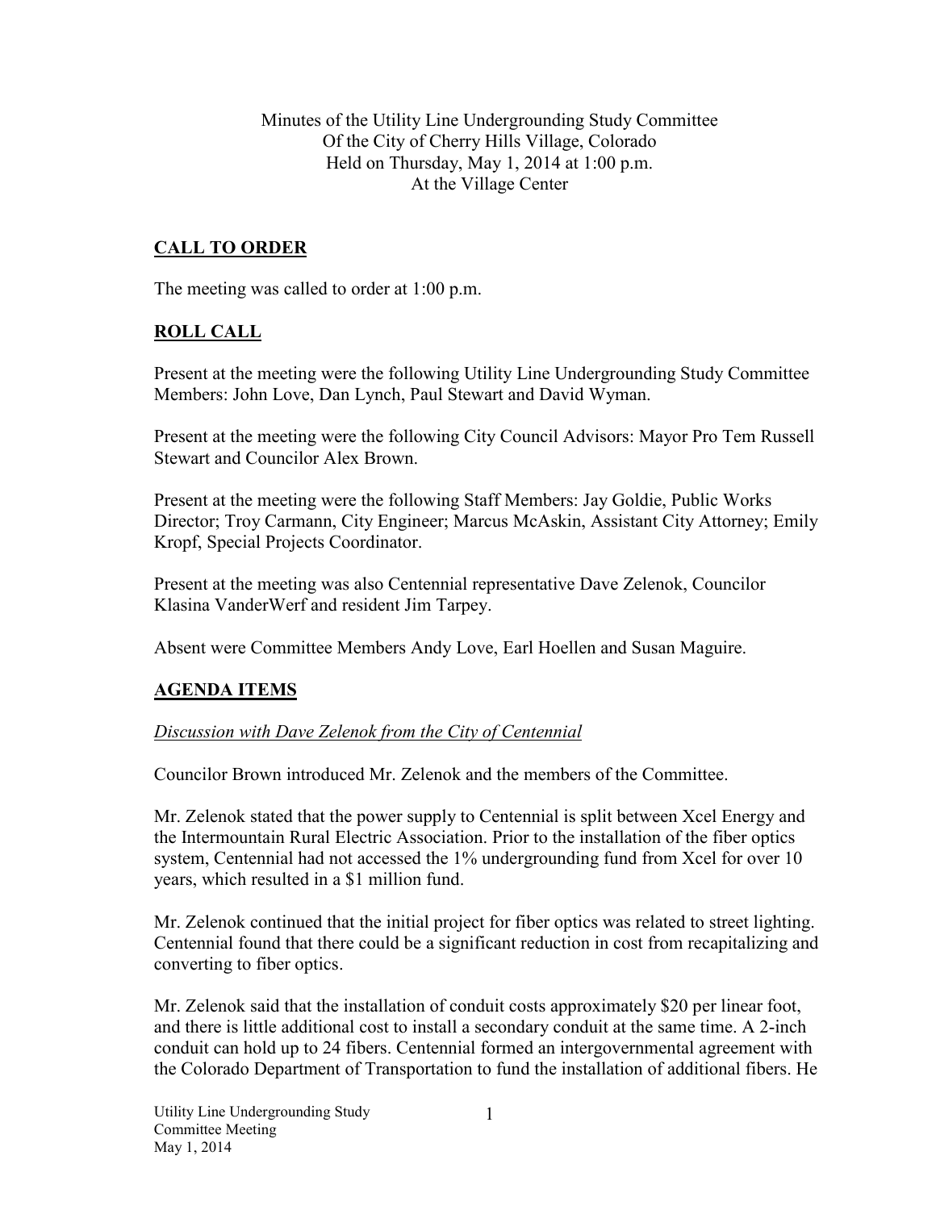Minutes of the Utility Line Undergrounding Study Committee
Of the City of Cherry Hills Village, Colorado
Held on Thursday, May 1, 2014 at 1:00 p.m.
At the Village Center

## CALL TO ORDER

The meeting was called to order at 1:00 p.m.

## ROLL CALL

Present at the meeting were the following Utility Line Undergrounding Study Committee Members: John Love, Dan Lynch, Paul Stewart and David Wyman.

Present at the meeting were the following City Council Advisors: Mayor Pro Tem Russell Stewart and Councilor Alex Brown.

Present at the meeting were the following Staff Members: Jay Goldie, Public Works Director; Troy Carmann, City Engineer; Marcus McAskin, Assistant City Attorney; Emily Kropf, Special Projects Coordinator.

Present at the meeting was also Centennial representative Dave Zelenok, Councilor Klasina VanderWerf and resident Jim Tarpey.

Absent were Committee Members Andy Love, Earl Hoellen and Susan Maguire.

## AGENDA ITEMS

*Discussion with Dave Zelenok from the City of Centennial*

Councilor Brown introduced Mr. Zelenok and the members of the Committee.

Mr. Zelenok stated that the power supply to Centennial is split between Xcel Energy and the Intermountain Rural Electric Association. Prior to the installation of the fiber optics system, Centennial had not accessed the 1% undergrounding fund from Xcel for over 10 years, which resulted in a $1 million fund.

Mr. Zelenok continued that the initial project for fiber optics was related to street lighting. Centennial found that there could be a significant reduction in cost from recapitalizing and converting to fiber optics.

Mr. Zelenok said that the installation of conduit costs approximately $20 per linear foot, and there is little additional cost to install a secondary conduit at the same time. A 2-inch conduit can hold up to 24 fibers. Centennial formed an intergovernmental agreement with the Colorado Department of Transportation to fund the installation of additional fibers. He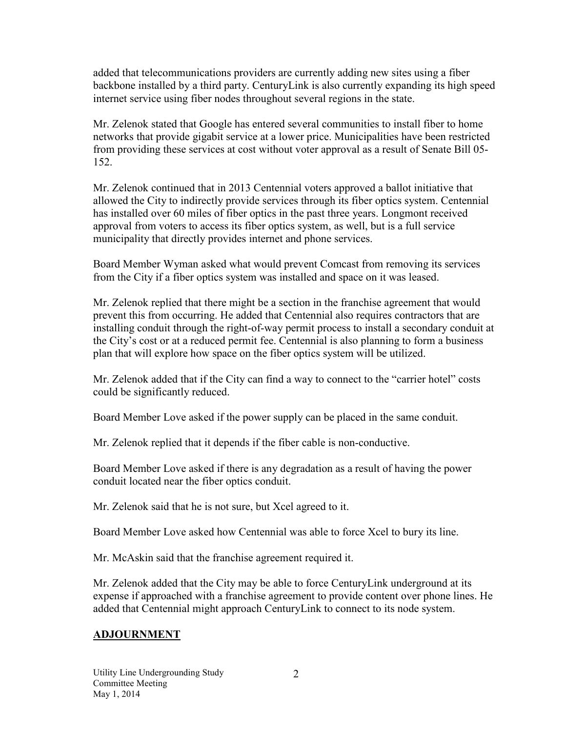added that telecommunications providers are currently adding new sites using a fiber backbone installed by a third party. CenturyLink is also currently expanding its high speed internet service using fiber nodes throughout several regions in the state.

Mr. Zelenok stated that Google has entered several communities to install fiber to home networks that provide gigabit service at a lower price. Municipalities have been restricted from providing these services at cost without voter approval as a result of Senate Bill 05-152.

Mr. Zelenok continued that in 2013 Centennial voters approved a ballot initiative that allowed the City to indirectly provide services through its fiber optics system. Centennial has installed over 60 miles of fiber optics in the past three years. Longmont received approval from voters to access its fiber optics system, as well, but is a full service municipality that directly provides internet and phone services.

Board Member Wyman asked what would prevent Comcast from removing its services from the City if a fiber optics system was installed and space on it was leased.

Mr. Zelenok replied that there might be a section in the franchise agreement that would prevent this from occurring. He added that Centennial also requires contractors that are installing conduit through the right-of-way permit process to install a secondary conduit at the City's cost or at a reduced permit fee. Centennial is also planning to form a business plan that will explore how space on the fiber optics system will be utilized.

Mr. Zelenok added that if the City can find a way to connect to the "carrier hotel" costs could be significantly reduced.

Board Member Love asked if the power supply can be placed in the same conduit.

Mr. Zelenok replied that it depends if the fiber cable is non-conductive.

Board Member Love asked if there is any degradation as a result of having the power conduit located near the fiber optics conduit.

Mr. Zelenok said that he is not sure, but Xcel agreed to it.

Board Member Love asked how Centennial was able to force Xcel to bury its line.

Mr. McAskin said that the franchise agreement required it.

Mr. Zelenok added that the City may be able to force CenturyLink underground at its expense if approached with a franchise agreement to provide content over phone lines. He added that Centennial might approach CenturyLink to connect to its node system.

## **ADJOURNMENT**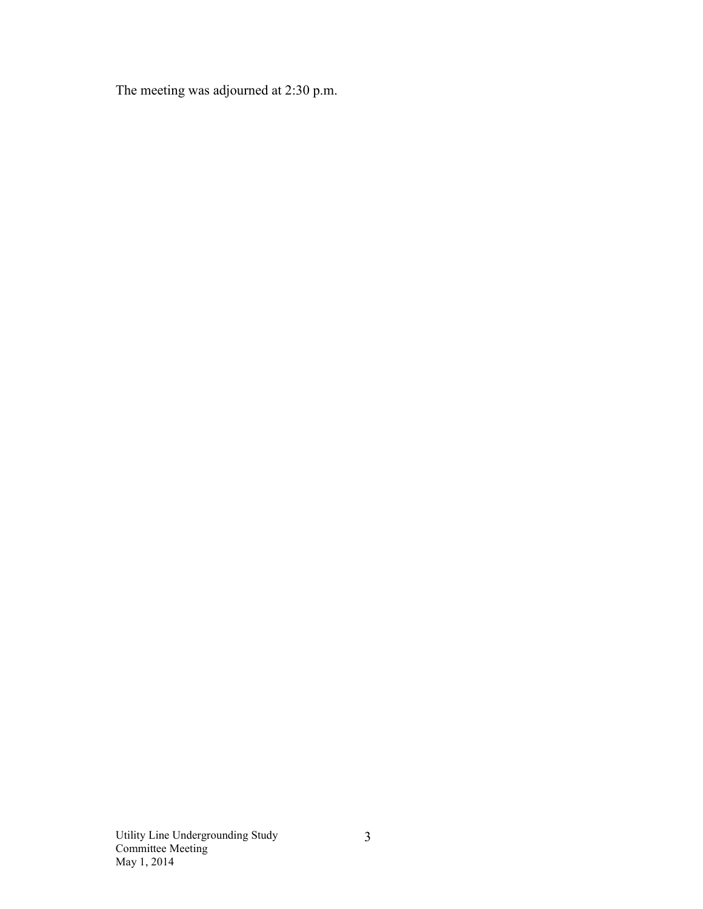The meeting was adjourned at 2:30 p.m.